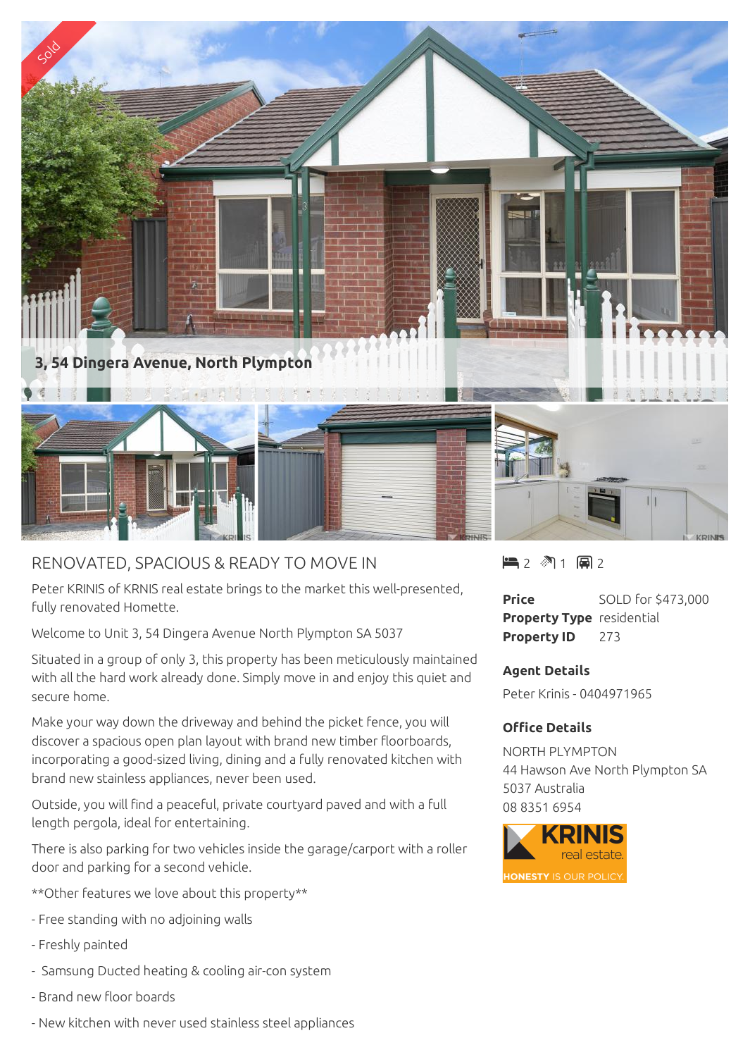Sold

3, 54 Dingera Avenue, North Plympton

## RENOVATED, SPACIOUS & READY TO MOVE IN

Peter KRINIS of KRNIS real estate brings to the market this well-presented, fully renovated Homette.

Welcome to Unit 3, 54 Dingera Avenue North Plympton SA 5037

Situated in a group of only 3, this property has been meticulously maintained with all the hard work already done. Simply move in and enjoy this quiet and secure home.

Make your way down the driveway and behind the picket fence, you will discover a spacious open plan layout with brand new timber floorboards, incorporating a good-sized living, dining and a fully renovated kitchen with brand new stainless appliances, never been used.

Outside, you will find a peaceful, private courtyard paved and with a full length pergola, ideal for entertaining.

There is also parking for two vehicles inside the garage/carport with a roller door and parking for a second vehicle.

**Other features we love about this property**

- Free standing with no adjoining walls
- Freshly painted
- Samsung Ducted heating & cooling air-con system
- Brand new floor boards
- New kitchen with never used stainless steel appliances

2 1 2

| | |
|---|---|
| **Price** | SOLD for $473,000 |
| **Property Type** | residential |
| **Property ID** | 273 |

### Agent Details

Peter Krinis - 0404971965

### Office Details

NORTH PLYMPTON
44 Hawson Ave North Plympton SA 5037 Australia
08 8351 6954

KRINIS real estate
HONESTY IS OUR POLICY.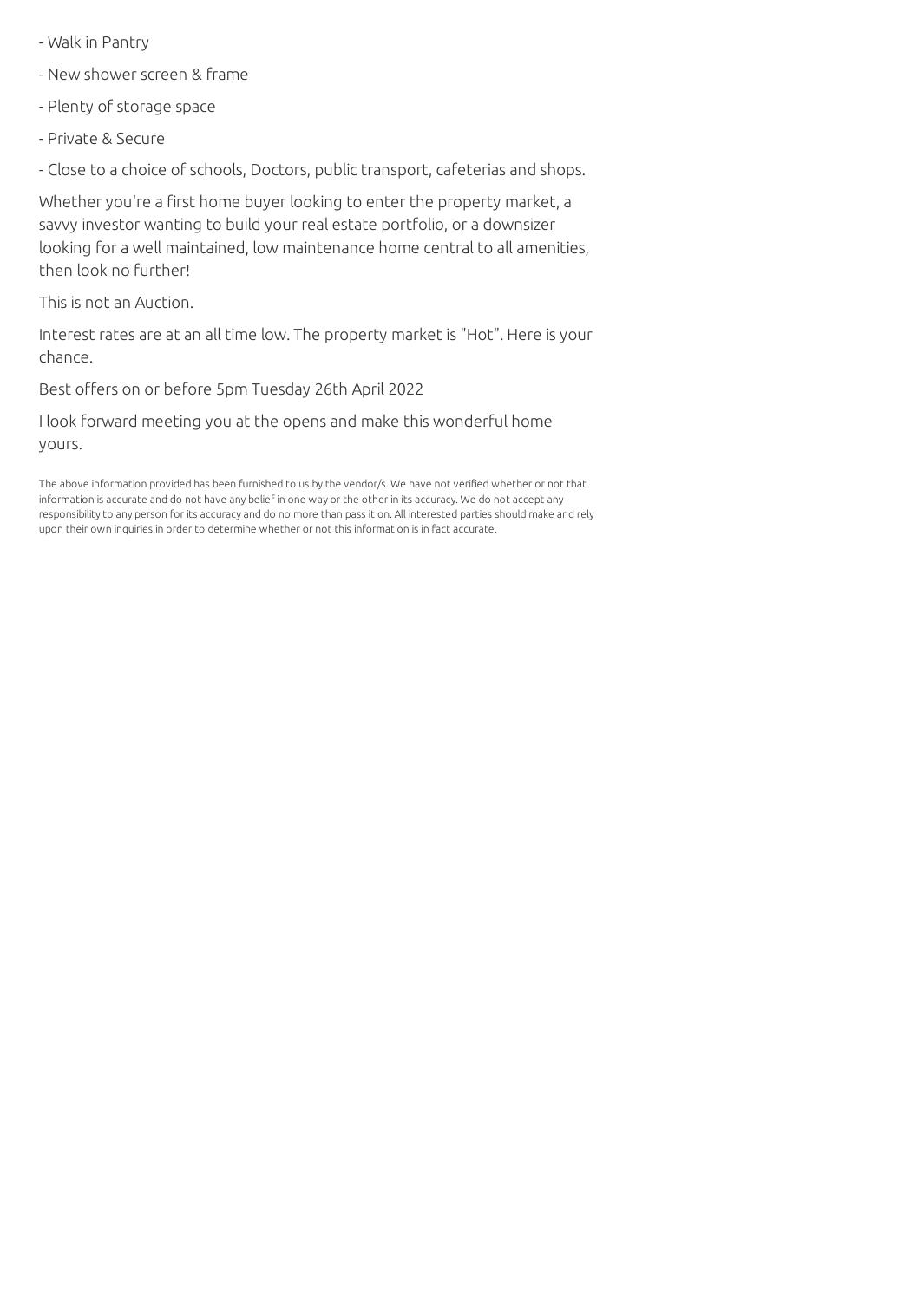- Walk in Pantry
- New shower screen & frame
- Plenty of storage space
- Private & Secure
- Close to a choice of schools, Doctors, public transport, cafeterias and shops.

Whether you're a first home buyer looking to enter the property market, a savvy investor wanting to build your real estate portfolio, or a downsizer looking for a well maintained, low maintenance home central to all amenities, then look no further!

This is not an Auction.

Interest rates are at an all time low. The property market is "Hot". Here is your chance.

Best offers on or before 5pm Tuesday 26th April 2022

I look forward meeting you at the opens and make this wonderful home yours.

The above information provided has been furnished to us by the vendor/s. We have not verified whether or not that information is accurate and do not have any belief in one way or the other in its accuracy. We do not accept any responsibility to any person for its accuracy and do no more than pass it on. All interested parties should make and rely upon their own inquiries in order to determine whether or not this information is in fact accurate.